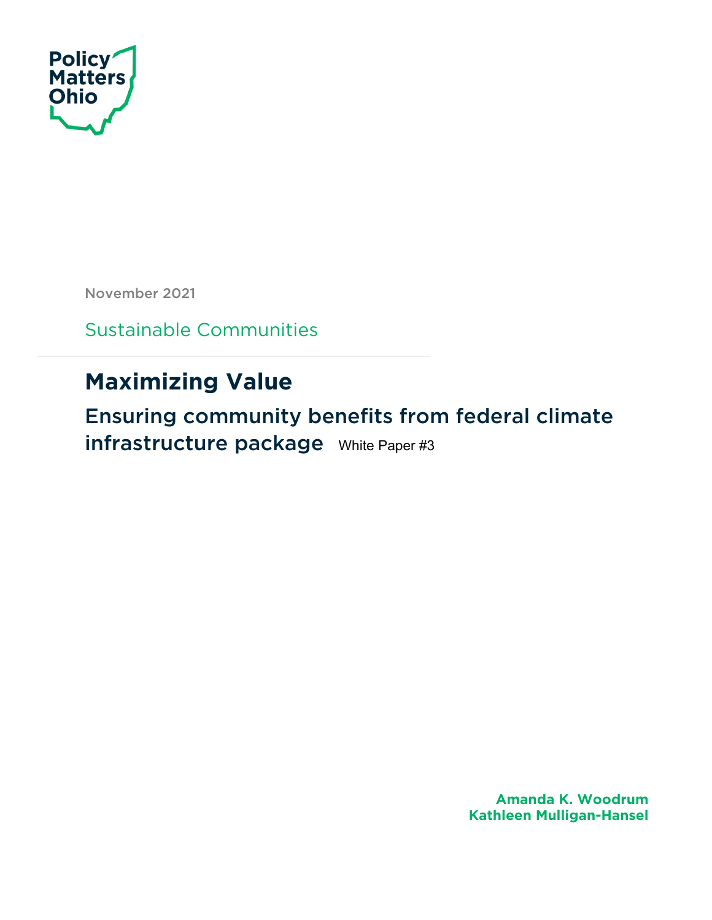Policy Matters Ohio

November 2021

Sustainable Communities

# Maximizing Value

## Ensuring community benefits from federal climate infrastructure package White Paper #3

**Amanda K. Woodrum**
**Kathleen Mulligan-Hansel**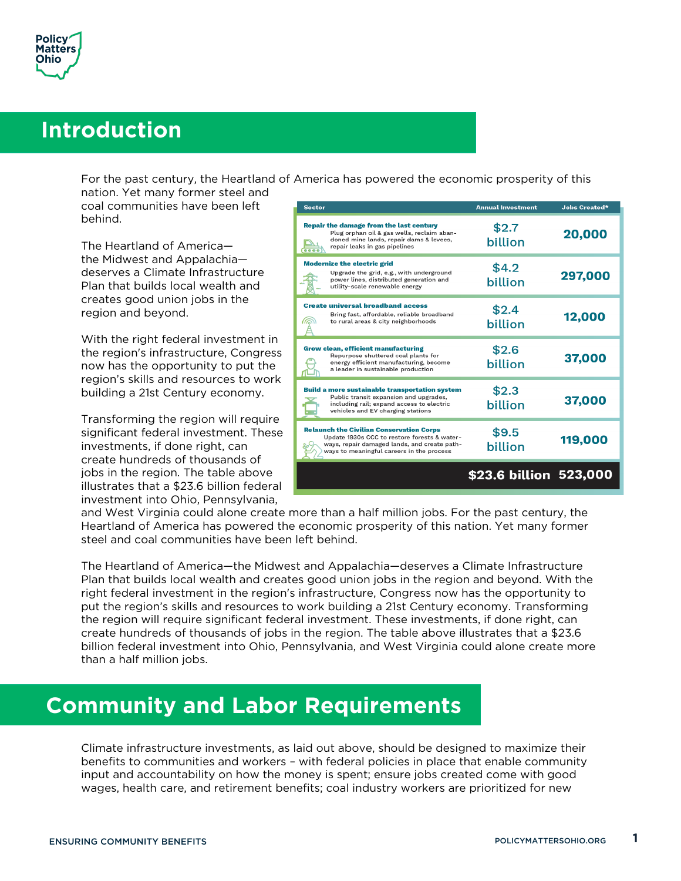# Introduction

For the past century, the Heartland of America has powered the economic prosperity of this nation. Yet many former steel and coal communities have been left behind.

The Heartland of America—the Midwest and Appalachia—deserves a Climate Infrastructure Plan that builds local wealth and creates good union jobs in the region and beyond.

With the right federal investment in the region's infrastructure, Congress now has the opportunity to put the region's skills and resources to work building a 21st Century economy.

Transforming the region will require significant federal investment. These investments, if done right, can create hundreds of thousands of jobs in the region. The table above illustrates that a $23.6 billion federal investment into Ohio, Pennsylvania, and West Virginia could alone create more than a half million jobs. For the past century, the Heartland of America has powered the economic prosperity of this nation. Yet many former steel and coal communities have been left behind.

| Sector | Annual Investment | Jobs Created* |
|---|---|---|
| **Repair the damage from the last century** Plug orphan oil & gas wells, reclaim abandoned mine lands, repair dams & levees, repair leaks in gas pipelines | $2.7 billion | 20,000 |
| **Modernize the electric grid** Upgrade the grid, e.g., with underground power lines, distributed generation and utility-scale renewable energy | $4.2 billion | 297,000 |
| **Create universal broadband access** Bring fast, affordable, reliable broadband to rural areas & city neighborhoods | $2.4 billion | 12,000 |
| **Grow clean, efficient manufacturing** Repurpose shuttered coal plants for energy efficient manufacturing, become a leader in sustainable production | $2.6 billion | 37,000 |
| **Build a more sustainable transportation system** Public transit expansion and upgrades, including rail; expand access to electric vehicles and EV charging stations | $2.3 billion | 37,000 |
| **Relaunch the Civilian Conservation Corps** Update 1930s CCC to restore forests & waterways, repair damaged lands, and create pathways to meaningful careers in the process | $9.5 billion | 119,000 |
| | **$23.6 billion** | **523,000** |

The Heartland of America—the Midwest and Appalachia—deserves a Climate Infrastructure Plan that builds local wealth and creates good union jobs in the region and beyond. With the right federal investment in the region's infrastructure, Congress now has the opportunity to put the region's skills and resources to work building a 21st Century economy. Transforming the region will require significant federal investment. These investments, if done right, can create hundreds of thousands of jobs in the region. The table above illustrates that a $23.6 billion federal investment into Ohio, Pennsylvania, and West Virginia could alone create more than a half million jobs.

# Community and Labor Requirements

Climate infrastructure investments, as laid out above, should be designed to maximize their benefits to communities and workers – with federal policies in place that enable community input and accountability on how the money is spent; ensure jobs created come with good wages, health care, and retirement benefits; coal industry workers are prioritized for new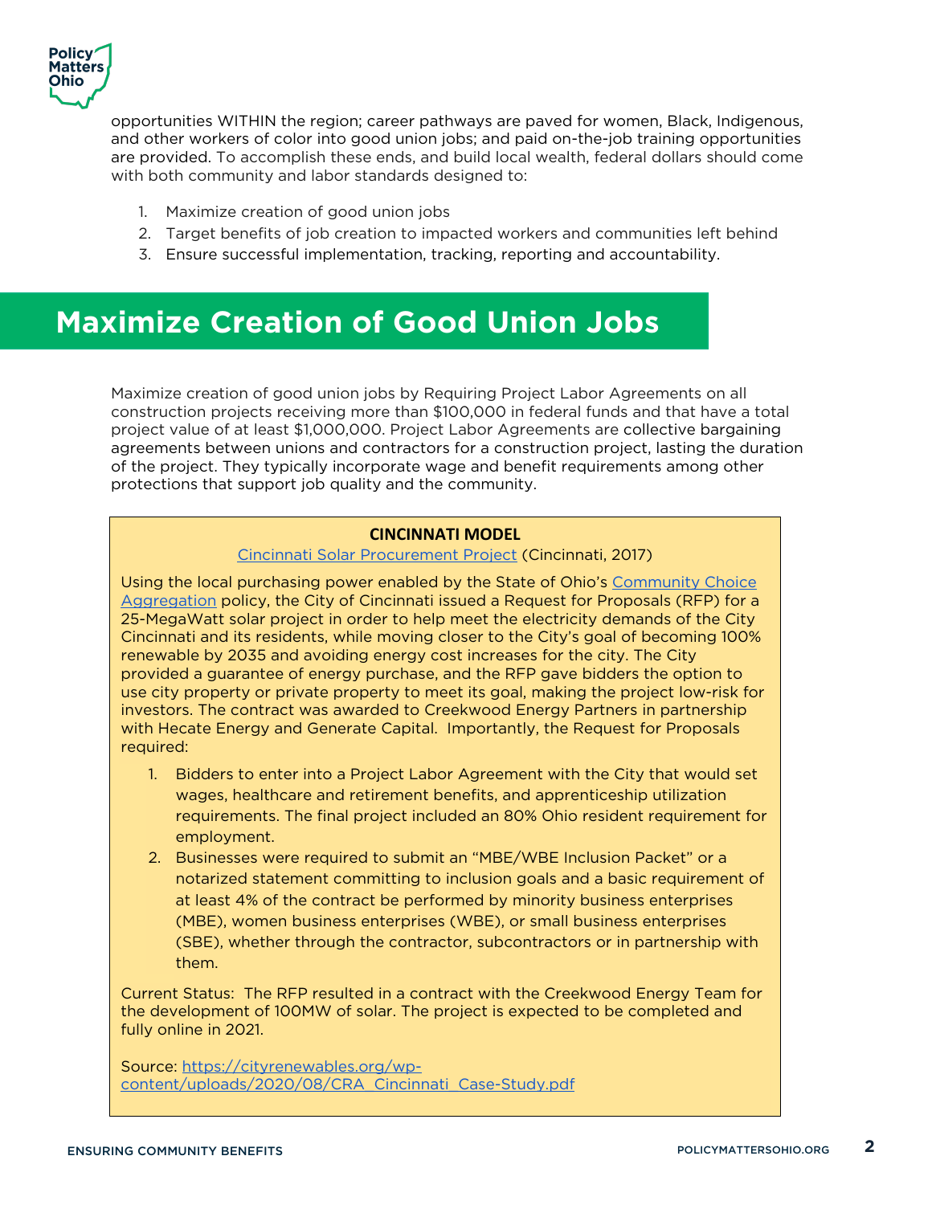opportunities WITHIN the region; career pathways are paved for women, Black, Indigenous, and other workers of color into good union jobs; and paid on-the-job training opportunities are provided. To accomplish these ends, and build local wealth, federal dollars should come with both community and labor standards designed to:

1. Maximize creation of good union jobs
2. Target benefits of job creation to impacted workers and communities left behind
3. Ensure successful implementation, tracking, reporting and accountability.

## Maximize Creation of Good Union Jobs

Maximize creation of good union jobs by Requiring Project Labor Agreements on all construction projects receiving more than $100,000 in federal funds and that have a total project value of at least $1,000,000. Project Labor Agreements are collective bargaining agreements between unions and contractors for a construction project, lasting the duration of the project. They typically incorporate wage and benefit requirements among other protections that support job quality and the community.

**CINCINNATI MODEL**

Cincinnati Solar Procurement Project (Cincinnati, 2017)

Using the local purchasing power enabled by the State of Ohio's Community Choice Aggregation policy, the City of Cincinnati issued a Request for Proposals (RFP) for a 25-MegaWatt solar project in order to help meet the electricity demands of the City Cincinnati and its residents, while moving closer to the City's goal of becoming 100% renewable by 2035 and avoiding energy cost increases for the city. The City provided a guarantee of energy purchase, and the RFP gave bidders the option to use city property or private property to meet its goal, making the project low-risk for investors. The contract was awarded to Creekwood Energy Partners in partnership with Hecate Energy and Generate Capital. Importantly, the Request for Proposals required:

1. Bidders to enter into a Project Labor Agreement with the City that would set wages, healthcare and retirement benefits, and apprenticeship utilization requirements. The final project included an 80% Ohio resident requirement for employment.
2. Businesses were required to submit an "MBE/WBE Inclusion Packet" or a notarized statement committing to inclusion goals and a basic requirement of at least 4% of the contract be performed by minority business enterprises (MBE), women business enterprises (WBE), or small business enterprises (SBE), whether through the contractor, subcontractors or in partnership with them.

Current Status: The RFP resulted in a contract with the Creekwood Energy Team for the development of 100MW of solar. The project is expected to be completed and fully online in 2021.

Source: https://cityrenewables.org/wp-content/uploads/2020/08/CRA_Cincinnati_Case-Study.pdf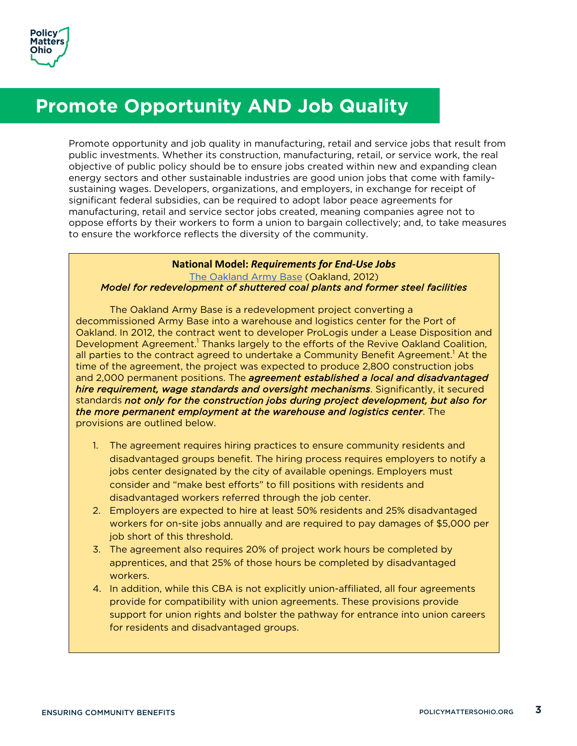# Promote Opportunity AND Job Quality

Promote opportunity and job quality in manufacturing, retail and service jobs that result from public investments. Whether its construction, manufacturing, retail, or service work, the real objective of public policy should be to ensure jobs created within new and expanding clean energy sectors and other sustainable industries are good union jobs that come with family-sustaining wages. Developers, organizations, and employers, in exchange for receipt of significant federal subsidies, can be required to adopt labor peace agreements for manufacturing, retail and service sector jobs created, meaning companies agree not to oppose efforts by their workers to form a union to bargain collectively; and, to take measures to ensure the workforce reflects the diversity of the community.

**National Model: *Requirements for End-Use Jobs***

[The Oakland Army Base](The Oakland Army Base) (Oakland, 2012)

*Model for redevelopment of shuttered coal plants and former steel facilities*

The Oakland Army Base is a redevelopment project converting a decommissioned Army Base into a warehouse and logistics center for the Port of Oakland. In 2012, the contract went to developer ProLogis under a Lease Disposition and Development Agreement.[1] Thanks largely to the efforts of the Revive Oakland Coalition, all parties to the contract agreed to undertake a Community Benefit Agreement.[1] At the time of the agreement, the project was expected to produce 2,800 construction jobs and 2,000 permanent positions. The ***agreement established a local and disadvantaged hire requirement, wage standards and oversight mechanisms***. Significantly, it secured standards ***not only for the construction jobs during project development, but also for the more permanent employment at the warehouse and logistics center***. The provisions are outlined below.

1. The agreement requires hiring practices to ensure community residents and disadvantaged groups benefit. The hiring process requires employers to notify a jobs center designated by the city of available openings. Employers must consider and "make best efforts" to fill positions with residents and disadvantaged workers referred through the job center.
2. Employers are expected to hire at least 50% residents and 25% disadvantaged workers for on-site jobs annually and are required to pay damages of $5,000 per job short of this threshold.
3. The agreement also requires 20% of project work hours be completed by apprentices, and that 25% of those hours be completed by disadvantaged workers.
4. In addition, while this CBA is not explicitly union-affiliated, all four agreements provide for compatibility with union agreements. These provisions provide support for union rights and bolster the pathway for entrance into union careers for residents and disadvantaged groups.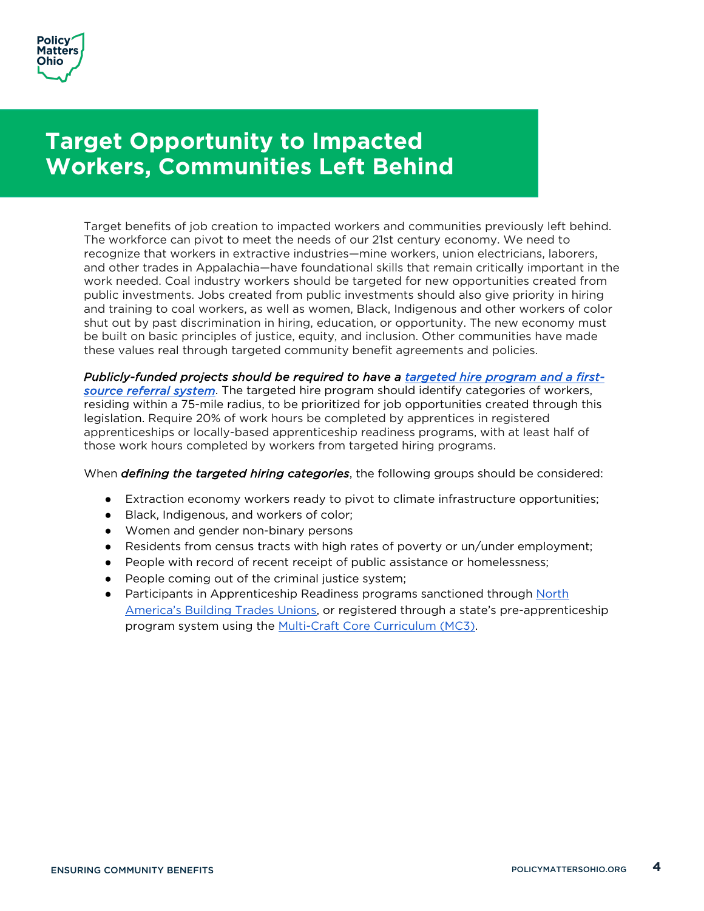# Target Opportunity to Impacted Workers, Communities Left Behind

Target benefits of job creation to impacted workers and communities previously left behind. The workforce can pivot to meet the needs of our 21st century economy. We need to recognize that workers in extractive industries—mine workers, union electricians, laborers, and other trades in Appalachia—have foundational skills that remain critically important in the work needed. Coal industry workers should be targeted for new opportunities created from public investments. Jobs created from public investments should also give priority in hiring and training to coal workers, as well as women, Black, Indigenous and other workers of color shut out by past discrimination in hiring, education, or opportunity. The new economy must be built on basic principles of justice, equity, and inclusion. Other communities have made these values real through targeted community benefit agreements and policies.

***Publicly-funded projects should be required to have a targeted hire program and a first-source referral system***. The targeted hire program should identify categories of workers, residing within a 75-mile radius, to be prioritized for job opportunities created through this legislation. Require 20% of work hours be completed by apprentices in registered apprenticeships or locally-based apprenticeship readiness programs, with at least half of those work hours completed by workers from targeted hiring programs.

When ***defining the targeted hiring categories***, the following groups should be considered:

- Extraction economy workers ready to pivot to climate infrastructure opportunities;
- Black, Indigenous, and workers of color;
- Women and gender non-binary persons
- Residents from census tracts with high rates of poverty or un/under employment;
- People with record of recent receipt of public assistance or homelessness;
- People coming out of the criminal justice system;
- Participants in Apprenticeship Readiness programs sanctioned through North America's Building Trades Unions, or registered through a state's pre-apprenticeship program system using the Multi-Craft Core Curriculum (MC3).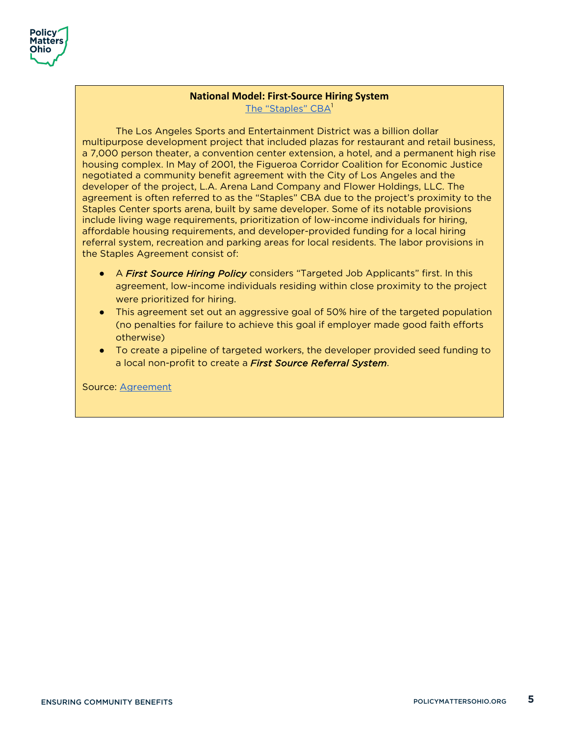**National Model: First-Source Hiring System**

The "Staples" CBA[1]

The Los Angeles Sports and Entertainment District was a billion dollar multipurpose development project that included plazas for restaurant and retail business, a 7,000 person theater, a convention center extension, a hotel, and a permanent high rise housing complex. In May of 2001, the Figueroa Corridor Coalition for Economic Justice negotiated a community benefit agreement with the City of Los Angeles and the developer of the project, L.A. Arena Land Company and Flower Holdings, LLC. The agreement is often referred to as the "Staples" CBA due to the project's proximity to the Staples Center sports arena, built by same developer. Some of its notable provisions include living wage requirements, prioritization of low-income individuals for hiring, affordable housing requirements, and developer-provided funding for a local hiring referral system, recreation and parking areas for local residents. The labor provisions in the Staples Agreement consist of:

- A ***First Source Hiring Policy*** considers "Targeted Job Applicants" first. In this agreement, low-income individuals residing within close proximity to the project were prioritized for hiring.
- This agreement set out an aggressive goal of 50% hire of the targeted population (no penalties for failure to achieve this goal if employer made good faith efforts otherwise)
- To create a pipeline of targeted workers, the developer provided seed funding to a local non-profit to create a ***First Source Referral System***.

Source: Agreement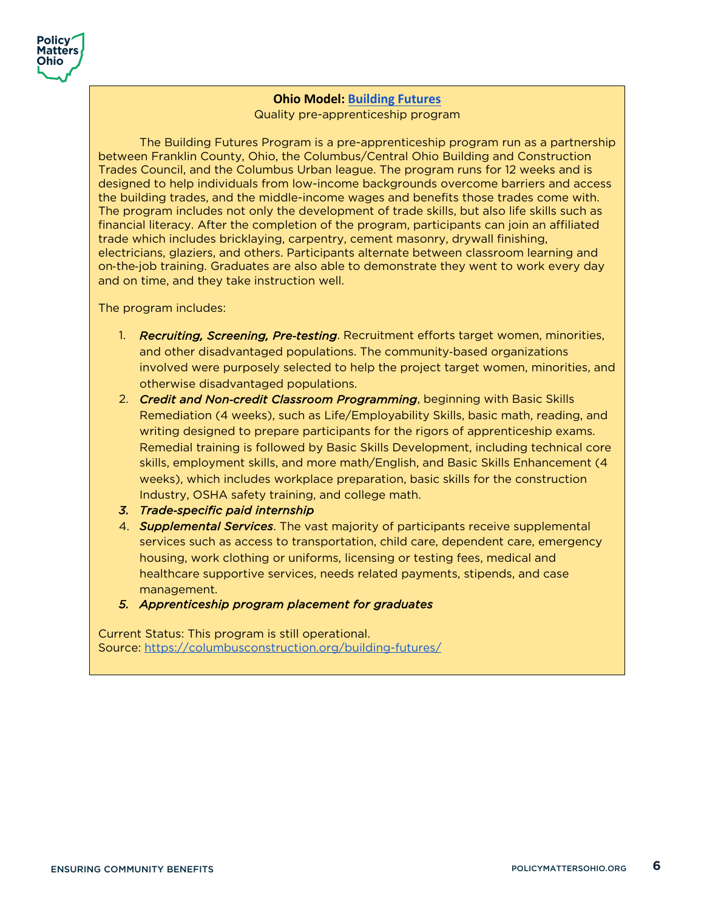**Ohio Model: [Building Futures](https://columbusconstruction.org/building-futures/)**

Quality pre-apprenticeship program

The Building Futures Program is a pre-apprenticeship program run as a partnership between Franklin County, Ohio, the Columbus/Central Ohio Building and Construction Trades Council, and the Columbus Urban league. The program runs for 12 weeks and is designed to help individuals from low-income backgrounds overcome barriers and access the building trades, and the middle-income wages and benefits those trades come with. The program includes not only the development of trade skills, but also life skills such as financial literacy. After the completion of the program, participants can join an affiliated trade which includes bricklaying, carpentry, cement masonry, drywall finishing, electricians, glaziers, and others. Participants alternate between classroom learning and on-the-job training. Graduates are also able to demonstrate they went to work every day and on time, and they take instruction well.

The program includes:

1. ***Recruiting, Screening, Pre-testing***. Recruitment efforts target women, minorities, and other disadvantaged populations. The community-based organizations involved were purposely selected to help the project target women, minorities, and otherwise disadvantaged populations.
2. ***Credit and Non-credit Classroom Programming***, beginning with Basic Skills Remediation (4 weeks), such as Life/Employability Skills, basic math, reading, and writing designed to prepare participants for the rigors of apprenticeship exams. Remedial training is followed by Basic Skills Development, including technical core skills, employment skills, and more math/English, and Basic Skills Enhancement (4 weeks), which includes workplace preparation, basic skills for the construction Industry, OSHA safety training, and college math.
3. ***Trade-specific paid internship***
4. ***Supplemental Services***. The vast majority of participants receive supplemental services such as access to transportation, child care, dependent care, emergency housing, work clothing or uniforms, licensing or testing fees, medical and healthcare supportive services, needs related payments, stipends, and case management.
5. ***Apprenticeship program placement for graduates***

Current Status: This program is still operational.
Source: https://columbusconstruction.org/building-futures/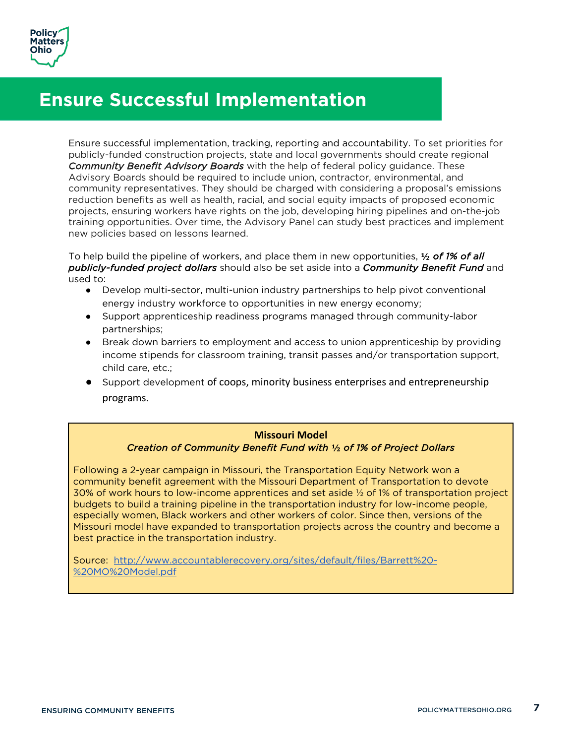# Ensure Successful Implementation

Ensure successful implementation, tracking, reporting and accountability. To set priorities for publicly-funded construction projects, state and local governments should create regional ***Community Benefit Advisory Boards*** with the help of federal policy guidance. These Advisory Boards should be required to include union, contractor, environmental, and community representatives. They should be charged with considering a proposal's emissions reduction benefits as well as health, racial, and social equity impacts of proposed economic projects, ensuring workers have rights on the job, developing hiring pipelines and on-the-job training opportunities. Over time, the Advisory Panel can study best practices and implement new policies based on lessons learned.

To help build the pipeline of workers, and place them in new opportunities, ***½ of 1% of all publicly-funded project dollars*** should also be set aside into a ***Community Benefit Fund*** and used to:

- Develop multi-sector, multi-union industry partnerships to help pivot conventional energy industry workforce to opportunities in new energy economy;
- Support apprenticeship readiness programs managed through community-labor partnerships;
- Break down barriers to employment and access to union apprenticeship by providing income stipends for classroom training, transit passes and/or transportation support, child care, etc.;
- Support development of coops, minority business enterprises and entrepreneurship programs.

**Missouri Model**

*Creation of Community Benefit Fund with ½ of 1% of Project Dollars*

Following a 2-year campaign in Missouri, the Transportation Equity Network won a community benefit agreement with the Missouri Department of Transportation to devote 30% of work hours to low-income apprentices and set aside ½ of 1% of transportation project budgets to build a training pipeline in the transportation industry for low-income people, especially women, Black workers and other workers of color. Since then, versions of the Missouri model have expanded to transportation projects across the country and become a best practice in the transportation industry.

Source: http://www.accountablerecovery.org/sites/default/files/Barrett%20-%20MO%20Model.pdf